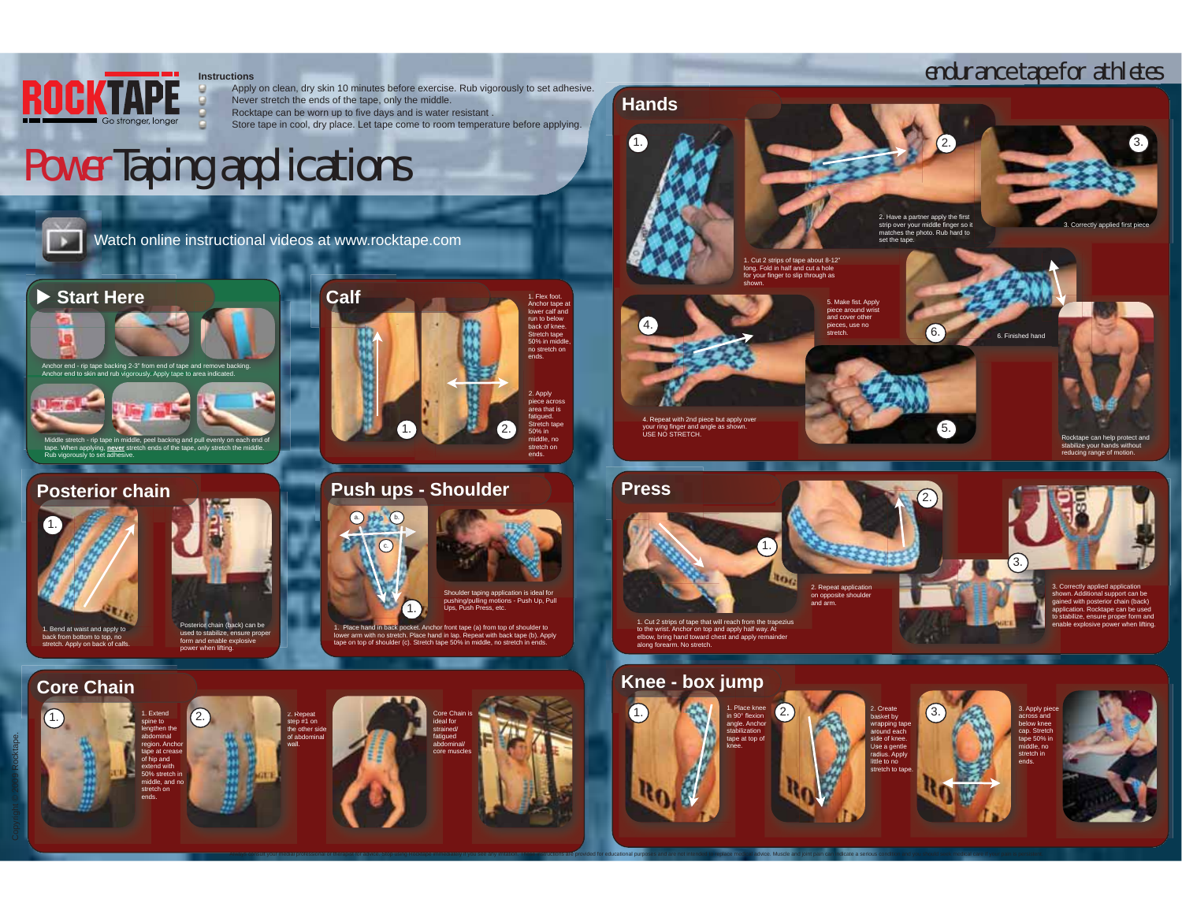# ROCKTAPE

Go stronger, longer

**Instructions**

- Apply on clean, dry skin 10 minutes before exercise. Rub vigorously to set adhesive.
- Never stretch the ends of the tape, only the middle.
- Rocktape can be worn up to five days and is water resistant .
- Store tape in cool, dry place. Let tape come to room temperature before applying.

endurance tape for athletes

# Power Taping applications

Watch online instructional videos at www.rocktape.com

## Start Here

Anchor end - rip tape backing 2-3" from end of tape and remove backing. Anchor end to skin and rub vigorously. Apply tape to area indicated.

Middle stretch - rip tape in middle, peel backing and pull evenly on each end of tape. When applying, **never** stretch ends of the tape, only stretch the middle. Rub vigorously to set adhesive.

## Calf

1. Flex foot. Anchor tape at lower calf and run to below back of knee. Stretch tape 50% in middle, no stretch on ends.

2. Apply piece across area that is fatigued. Stretch tape 50% in middle, no stretch on ends.

## Hands

1. Cut 2 strips of tape about 8-12" long. Fold in half and cut a hole for your finger to slip through as shown.

2. Have a partner apply the first strip over your middle finger so it matches the photo. Rub hard to set the tape.

3. Correctly applied first piece

4. Repeat with 2nd piece but apply over your ring finger and angle as shown. USE NO STRETCH.

5. Make fist. Apply piece around wrist and cover other pieces, use no stretch.

6. Finished hand

Rocktape can help protect and stabilize your hands without reducing range of motion.

## Posterior chain

1. Bend at waist and apply to back from bottom to top, no stretch. Apply on back of calfs.

Posterior chain (back) can be used to stabilize, ensure proper form and enable explosive power when lifting.

## Push ups - Shoulder

1. Place hand in back pocket. Anchor front tape (a) from top of shoulder to lower arm with no stretch. Place hand in lap. Repeat with back tape (b). Apply tape on top of shoulder (c). Stretch tape 50% in middle, no stretch in ends.

Shoulder taping application is ideal for pushing/pulling motions - Push Up, Pull Ups, Push Press, etc.

## Press

1. Cut 2 strips of tape that will reach from the trapezius to the wrist. Anchor on top and apply half way. At elbow, bring hand toward chest and apply remainder along forearm. No stretch.

2. Repeat application on opposite shoulder and arm.

3. Correctly applied application shown. Additional support can be gained with posterior chain (back) application. Rocktape can be used to stabilize, ensure proper form and to enable explosive power when lifting.

## Core Chain

1. Extend spine to lengthen the abdominal region. Anchor tape at crease of hip and extend with 50% stretch in middle, and no stretch on ends.

2. Repeat step #1 on the other side of abdominal wall.

Core Chain is ideal for strained/ fatigued abdominal/ core muscles

## Knee - box jump

1. Place knee in 90° flexion angle. Anchor stabilization tape at top of knee.

2. Create basket by wrapping tape around each side of knee. Use a gentle radius. Apply little to no stretch to tape.

3. Apply piece across and below knee cap. Stretch tape 50% in middle, no stretch in ends.

Copyright © 2009 Rocktape.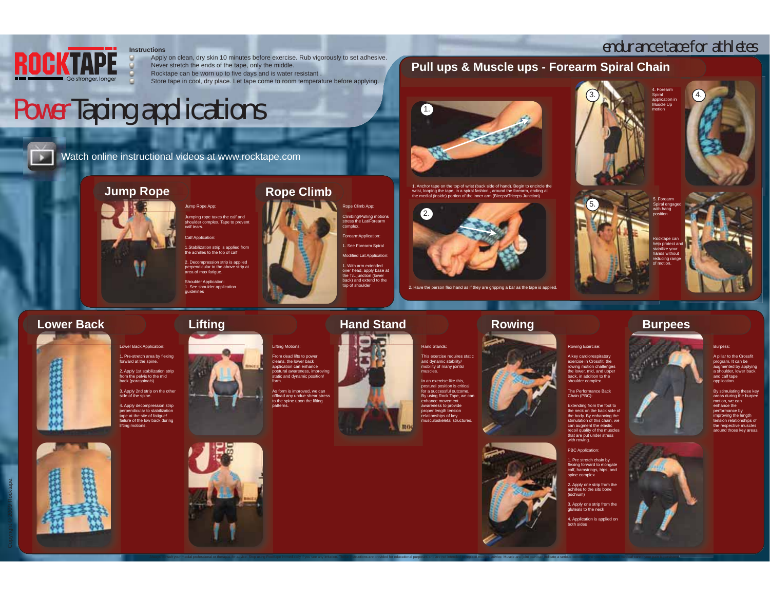# Power Taping applications

ROCKTAPE — Go stronger, longer

endurance tape for athletes

**Instructions**

- Apply on clean, dry skin 10 minutes before exercise. Rub vigorously to set adhesive.
- Never stretch the ends of the tape, only the middle.
- Rocktape can be worn up to five days and is water resistant .
- Store tape in cool, dry place. Let tape come to room temperature before applying.

Watch online instructional videos at www.rocktape.com

## Pull ups & Muscle ups - Forearm Spiral Chain

1. Anchor tape on the top of wrist (back side of hand). Begin to encircle the wrist, looping the tape, in a spiral fashion , around the forearm, ending at the medial (inside) portion of the inner arm (Biceps/Triceps Junction)

2. Have the person flex hand as if they are gripping a bar as the tape is applied.

4. Forearm Spiral application in Muscle Up motion

5. Forearm Spiral engaged with hang position

Rocktape can help protect and stabilize your hands without reducing range of motion.

## Jump Rope

Jump Rope App:

Jumping rope taxes the calf and shoulder complex. Tape to prevent calf tears.

Calf Application:

1.Stabilization strip is applied from the achilles to the top of calf

2. Decompression strip is applied perpendicular to the above strip at area of max fatigue.

Shoulder Application:
1. See shoulder application guidelines

## Rope Climb

Rope Climb App:

Climbing/Pulling motions stress the Lat/Forearm complex.

ForearmApplication:

1. See Forearm Spiral

Modified Lat Application:

1. With arm extended over head, apply base at the T/L junction (lower back) and extend to the top of shoulder

## Lower Back

Lower Back Application:

1. Pre-stretch area by flexing forward at the spine.

2. Apply 1st stabilization strip from the pelvis to the mid back (paraspinals)

3. Apply 2nd strip on the other side of the spine.

4. Apply decompression strip perpendicular to stabilization tape at the site of fatigue/ failure of the low back during lifting motions.

## Lifting

Lifting Motions:

From dead lifts to power cleans, the lower back application can enhance postural awareness, improving static and dynamic position/ form.

As form is improved, we can offload any undue shear stress to the spine upon the lifting patterns.

## Hand Stand

Hand Stands:

This exercise requires static and dynamic stability/ mobility of many joints/ muscles.

In an exercise like this, postural position is critical for a successful outcome. By using Rock Tape, we can enhance movement awareness to provide proper length tension relationships of key musculoskeletal structures.

## Rowing

Rowing Exercise:

A key cardiorespiratory exercise in Crossfit, the rowing motion challenges the lower, mid, and upper back, in addition to the shoulder complex.

The Performance Back Chain (PBC):

Extending from the foot to the neck on the back side of the body. By enhancing the stimulation of this chain, we can augment the elastic recoil quality of the muscles that are put under stress with rowing.

PBC Application:

1. Pre stretch chain by flexing forward to elongate calf, hamstrings, hips, and spine complex

2. Apply one strip from the achilles to the sits bone (ischium)

3. Apply one strip from the gluteals to the neck

4. Application is applied on both sides

## Burpees

Burpess:

A pillar to the Crossfit program. It can be augmented by applying a shoulder, lower back and calf tape application.

By stimulating these key areas during the burpee motion, we can enhance the performance by improving the length tension relationships of the respective muscles around those key areas.